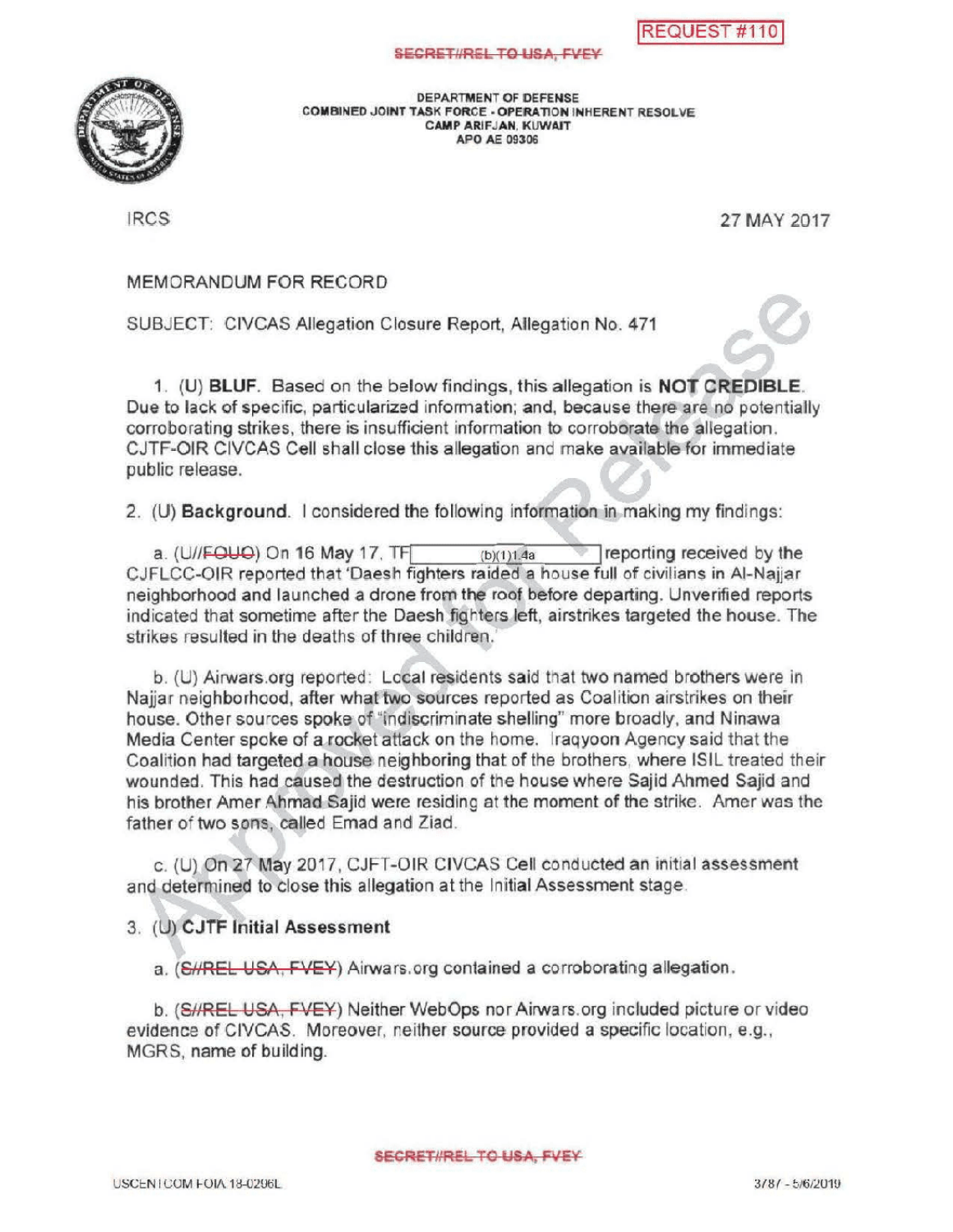REQUEST #110

SECRET//REL TO USA, FVEY

DEPARTMENT OF DEFENSE
COMBINED JOINT TASK FORCE - OPERATION INHERENT RESOLVE
CAMP ARIFJAN, KUWAIT
APO AE 09306

IRCS

27 MAY 2017

MEMORANDUM FOR RECORD

SUBJECT: CIVCAS Allegation Closure Report, Allegation No. 471

1. (U) **BLUF**. Based on the below findings, this allegation is **NOT CREDIBLE**. Due to lack of specific, particularized information; and, because there are no potentially corroborating strikes, there is insufficient information to corroborate the allegation. CJTF-OIR CIVCAS Cell shall close this allegation and make available for immediate public release.

2. (U) **Background**. I considered the following information in making my findings:

a. (U//~~FOUO~~) On 16 May 17, TF [(b)(1)1.4a] reporting received by the CJFLCC-OIR reported that 'Daesh fighters raided a house full of civilians in Al-Najjar neighborhood and launched a drone from the roof before departing. Unverified reports indicated that sometime after the Daesh fighters left, airstrikes targeted the house. The strikes resulted in the deaths of three children.'

b. (U) Airwars.org reported: Local residents said that two named brothers were in Najjar neighborhood, after what two sources reported as Coalition airstrikes on their house. Other sources spoke of "indiscriminate shelling" more broadly, and Ninawa Media Center spoke of a rocket attack on the home. Iraqyoon Agency said that the Coalition had targeted a house neighboring that of the brothers, where ISIL treated their wounded. This had caused the destruction of the house where Sajid Ahmed Sajid and his brother Amer Ahmad Sajid were residing at the moment of the strike. Amer was the father of two sons, called Emad and Ziad.

c. (U) On 27 May 2017, CJFT-OIR CIVCAS Cell conducted an initial assessment and determined to close this allegation at the Initial Assessment stage.

3. (U) **CJTF Initial Assessment**

a. (~~S//REL USA, FVEY~~) Airwars.org contained a corroborating allegation.

b. (~~S//REL USA, FVEY~~) Neither WebOps nor Airwars.org included picture or video evidence of CIVCAS. Moreover, neither source provided a specific location, e.g., MGRS, name of building.

SECRET//REL TO USA, FVEY

USCENTCOM FOIA 18-0296L 3787 - 5/6/2019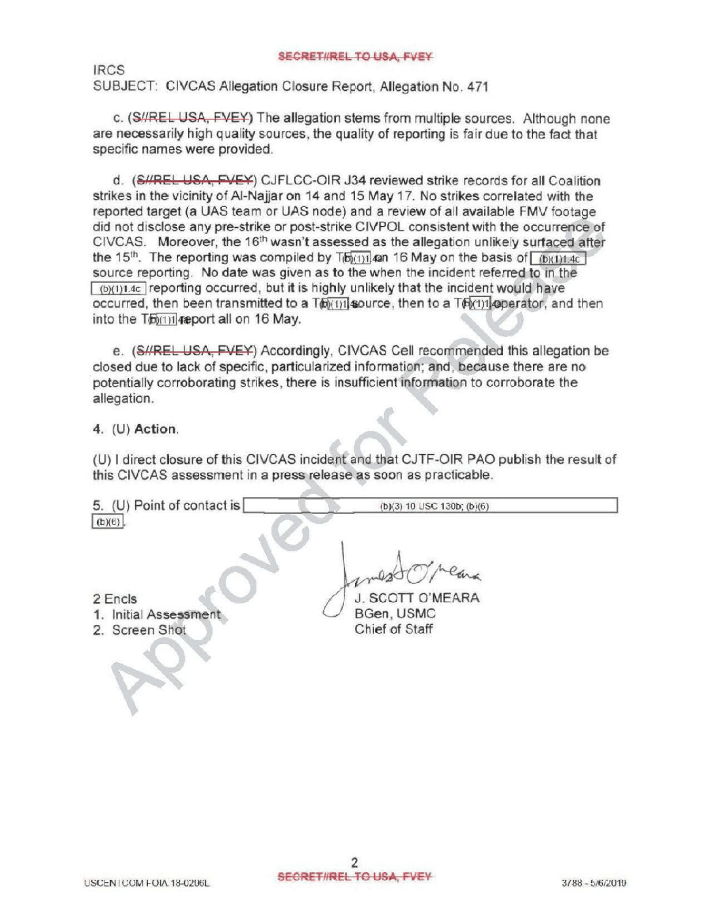IRCS
SUBJECT: CIVCAS Allegation Closure Report, Allegation No. 471

c. (S//REL USA, FVEY) The allegation stems from multiple sources. Although none are necessarily high quality sources, the quality of reporting is fair due to the fact that specific names were provided.

d. (S//REL USA, FVEY) CJFLCC-OIR J34 reviewed strike records for all Coalition strikes in the vicinity of Al-Najjar on 14 and 15 May 17. No strikes correlated with the reported target (a UAS team or UAS node) and a review of all available FMV footage did not disclose any pre-strike or post-strike CIVPOL consistent with the occurrence of CIVCAS. Moreover, the 16th wasn't assessed as the allegation unlikely surfaced after the 15th. The reporting was compiled by T(b)(1)1.4c on 16 May on the basis of (b)(1)1.4c source reporting. No date was given as to the when the incident referred to in the (b)(1)1.4c reporting occurred, but it is highly unlikely that the incident would have occurred, then been transmitted to a T(b)(1)1 source, then to a T(b)(1)1 operator, and then into the T(b)(1)1 report all on 16 May.

e. (S//REL USA, FVEY) Accordingly, CIVCAS Cell recommended this allegation be closed due to lack of specific, particularized information; and, because there are no potentially corroborating strikes, there is insufficient information to corroborate the allegation.

4. (U) **Action.**

(U) I direct closure of this CIVCAS incident and that CJTF-OIR PAO publish the result of this CIVCAS assessment in a press release as soon as practicable.

5. (U) Point of contact is (b)(3) 10 USC 130b; (b)(6) (b)(6).

2 Encls
1. Initial Assessment
2. Screen Shot

J. SCOTT O'MEARA
BGen, USMC
Chief of Staff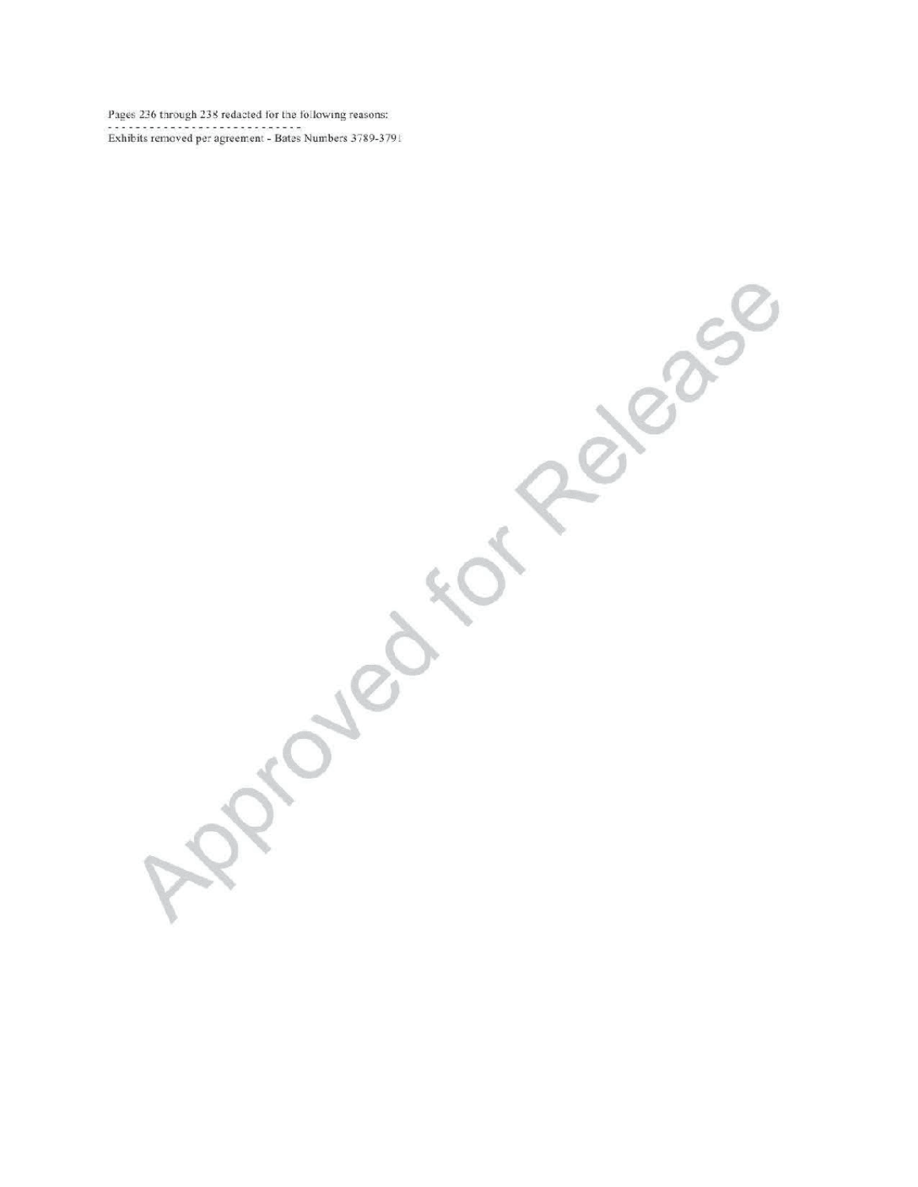Pages 236 through 238 redacted for the following reasons:

- - - - - - - - - - - - - - - - - - - - - - - - - - -

Exhibits removed per agreement - Bates Numbers 3789-3791

Approved for Release